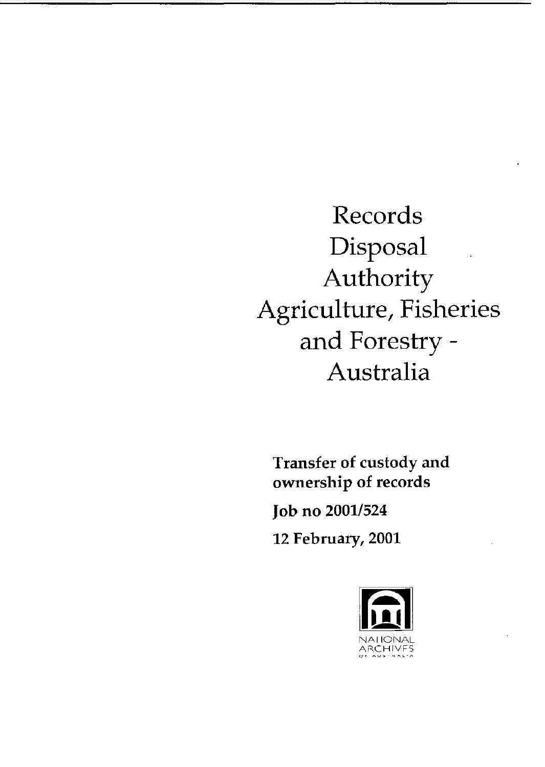# Records Disposal Authority Agriculture, Fisheries and Forestry - Australia

**Transfer of custody and ownership of records**

**Job no 2001/524**

**12 February, 2001**

NATIONAL ARCHIVES OF AUSTRALIA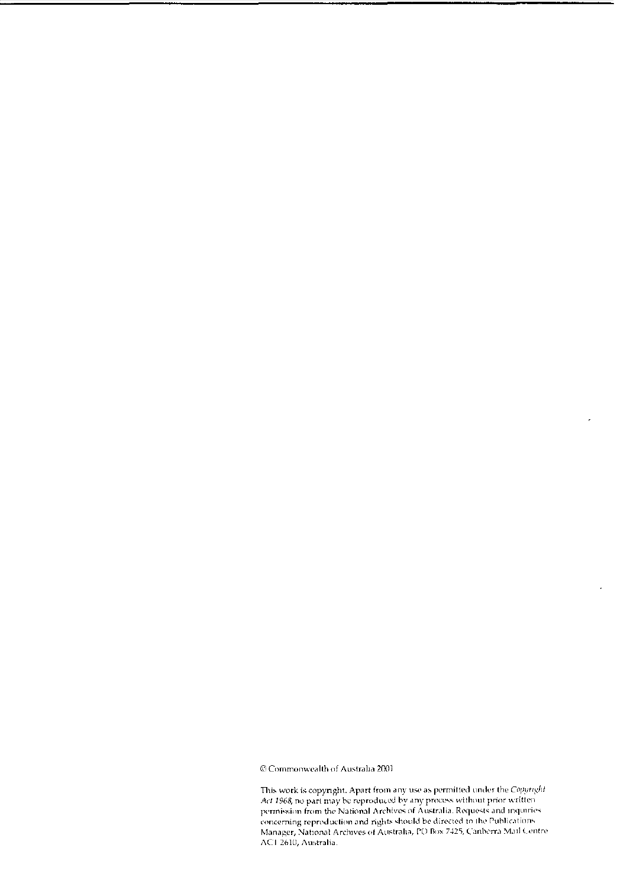© Commonwealth of Australia 2001

This work is copyright. Apart from any use as permitted under the *Copyright Act 1968*, no part may be reproduced by any process without prior written permission from the National Archives of Australia. Requests and inquiries concerning reproduction and rights should be directed to the Publications Manager, National Archives of Australia, PO Box 7425, Canberra Mail Centre ACT 2610, Australia.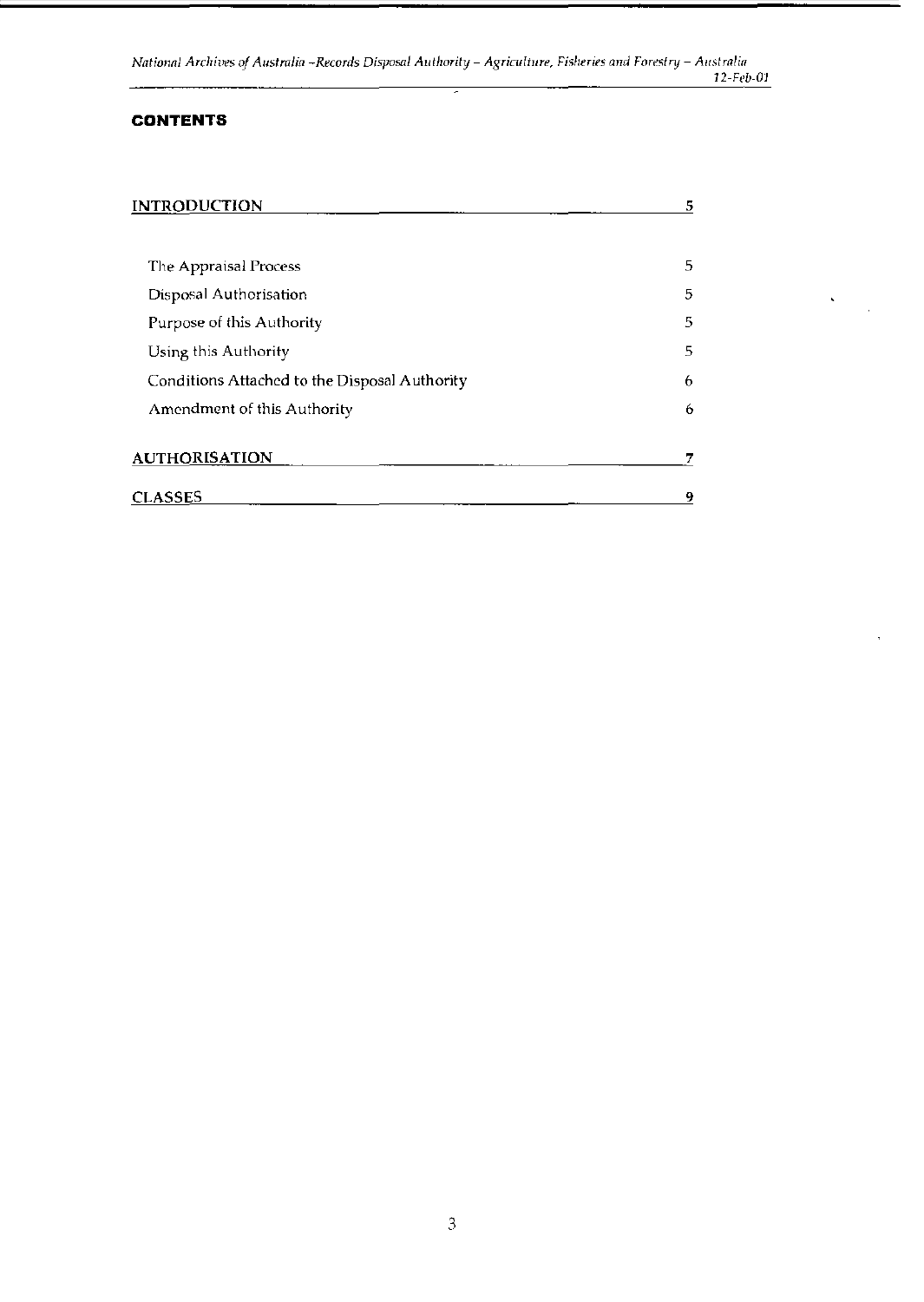## CONTENTS

| | |
|---|---|
| **INTRODUCTION** | **5** |
| The Appraisal Process | 5 |
| Disposal Authorisation | 5 |
| Purpose of this Authority | 5 |
| Using this Authority | 5 |
| Conditions Attached to the Disposal Authority | 6 |
| Amendment of this Authority | 6 |
| **AUTHORISATION** | **7** |
| **CLASSES** | **9** |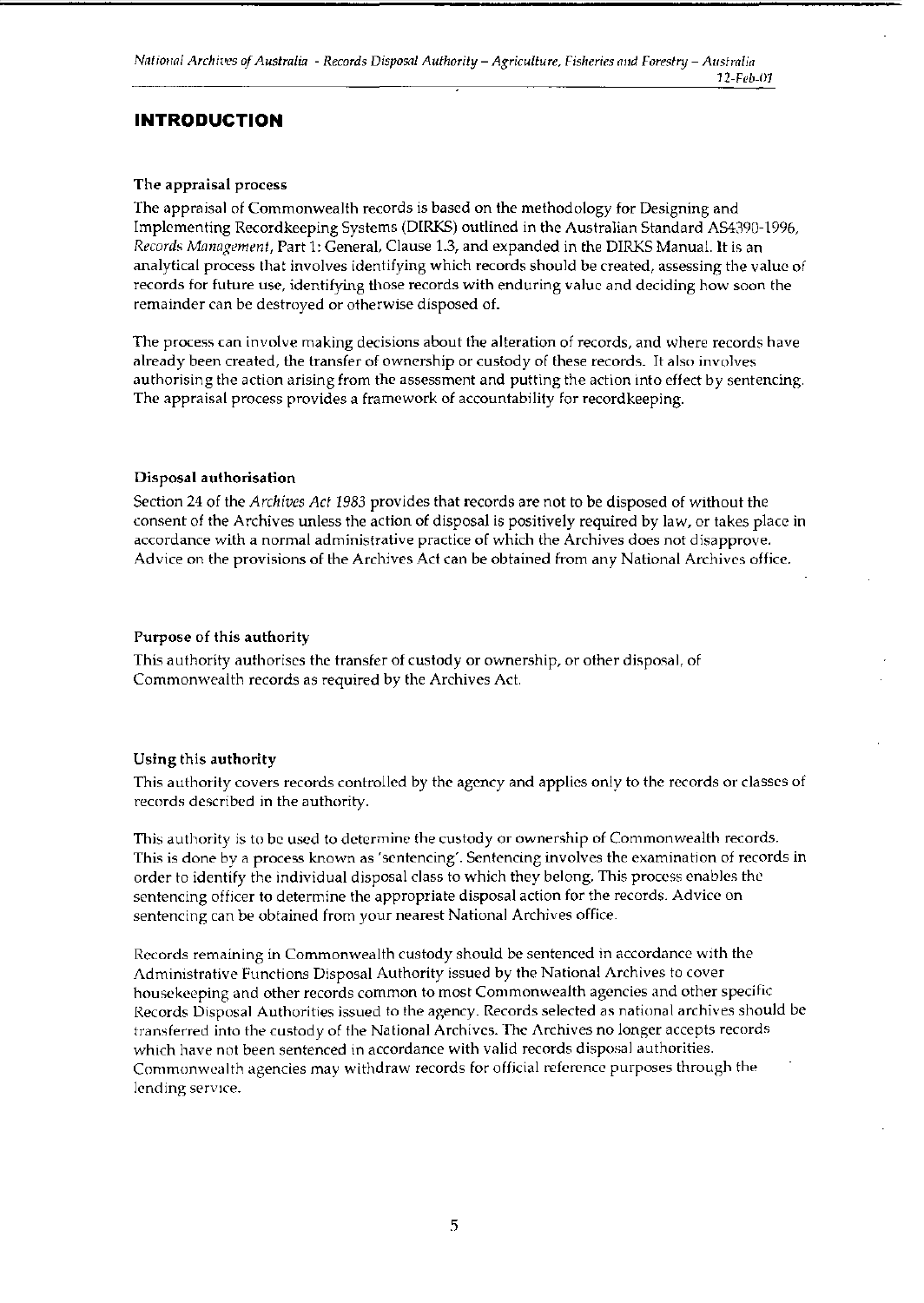## INTRODUCTION

### The appraisal process

The appraisal of Commonwealth records is based on the methodology for Designing and Implementing Recordkeeping Systems (DIRKS) outlined in the Australian Standard AS4390-1996, *Records Management*, Part 1: General, Clause 1.3, and expanded in the DIRKS Manual. It is an analytical process that involves identifying which records should be created, assessing the value of records for future use, identifying those records with enduring value and deciding how soon the remainder can be destroyed or otherwise disposed of.

The process can involve making decisions about the alteration of records, and where records have already been created, the transfer of ownership or custody of these records. It also involves authorising the action arising from the assessment and putting the action into effect by sentencing. The appraisal process provides a framework of accountability for recordkeeping.

### Disposal authorisation

Section 24 of the *Archives Act 1983* provides that records are not to be disposed of without the consent of the Archives unless the action of disposal is positively required by law, or takes place in accordance with a normal administrative practice of which the Archives does not disapprove. Advice on the provisions of the Archives Act can be obtained from any National Archives office.

### Purpose of this authority

This authority authorises the transfer of custody or ownership, or other disposal, of Commonwealth records as required by the Archives Act.

### Using this authority

This authority covers records controlled by the agency and applies only to the records or classes of records described in the authority.

This authority is to be used to determine the custody or ownership of Commonwealth records. This is done by a process known as 'sentencing'. Sentencing involves the examination of records in order to identify the individual disposal class to which they belong. This process enables the sentencing officer to determine the appropriate disposal action for the records. Advice on sentencing can be obtained from your nearest National Archives office.

Records remaining in Commonwealth custody should be sentenced in accordance with the Administrative Functions Disposal Authority issued by the National Archives to cover housekeeping and other records common to most Commonwealth agencies and other specific Records Disposal Authorities issued to the agency. Records selected as national archives should be transferred into the custody of the National Archives. The Archives no longer accepts records which have not been sentenced in accordance with valid records disposal authorities. Commonwealth agencies may withdraw records for official reference purposes through the lending service.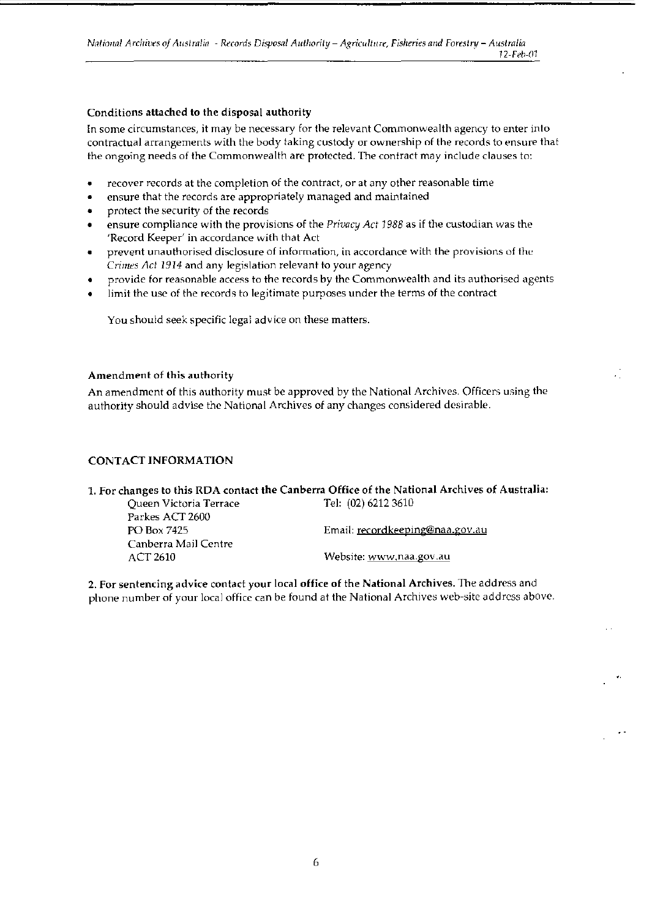### Conditions attached to the disposal authority

In some circumstances, it may be necessary for the relevant Commonwealth agency to enter into contractual arrangements with the body taking custody or ownership of the records to ensure that the ongoing needs of the Commonwealth are protected. The contract may include clauses to:

- recover records at the completion of the contract, or at any other reasonable time
- ensure that the records are appropriately managed and maintained
- protect the security of the records
- ensure compliance with the provisions of the *Privacy Act 1988* as if the custodian was the 'Record Keeper' in accordance with that Act
- prevent unauthorised disclosure of information, in accordance with the provisions of the *Crimes Act 1914* and any legislation relevant to your agency
- provide for reasonable access to the records by the Commonwealth and its authorised agents
- limit the use of the records to legitimate purposes under the terms of the contract

You should seek specific legal advice on these matters.

### Amendment of this authority

An amendment of this authority must be approved by the National Archives. Officers using the authority should advise the National Archives of any changes considered desirable.

## CONTACT INFORMATION

**1. For changes to this RDA contact the Canberra Office of the National Archives of Australia:**

Queen Victoria Terrace
Parkes ACT 2600
PO Box 7425
Canberra Mail Centre
ACT 2610

Tel: (02) 6212 3610

Email: recordkeeping@naa.gov.au

Website: www.naa.gov.au

**2. For sentencing advice contact your local office of the National Archives.** The address and phone number of your local office can be found at the National Archives web-site address above.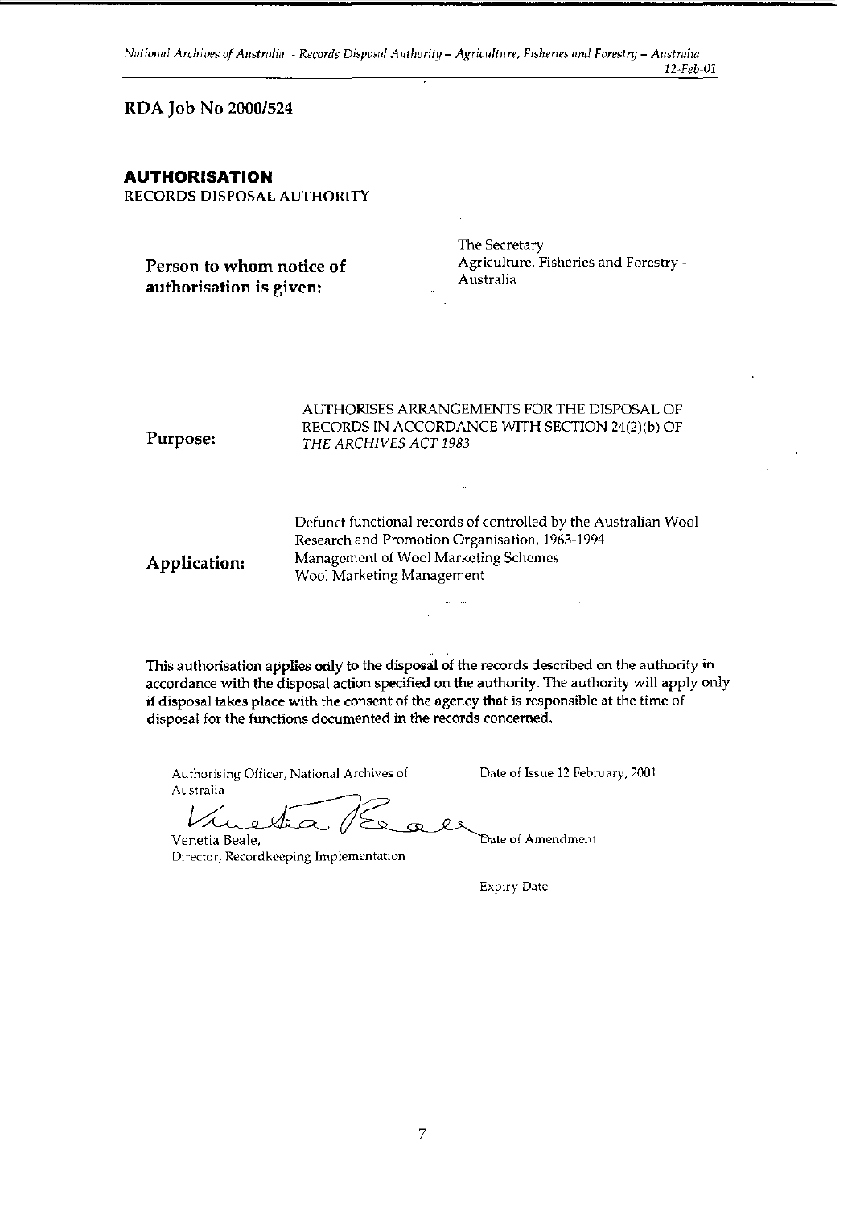RDA Job No 2000/524

# AUTHORISATION

RECORDS DISPOSAL AUTHORITY

| | |
|---|---|
| **Person to whom notice of authorisation is given:** | The Secretary<br>Agriculture, Fisheries and Forestry - Australia |
| **Purpose:** | AUTHORISES ARRANGEMENTS FOR THE DISPOSAL OF RECORDS IN ACCORDANCE WITH SECTION 24(2)(b) OF *THE ARCHIVES ACT 1983* |
| **Application:** | Defunct functional records of controlled by the Australian Wool Research and Promotion Organisation, 1963-1994<br>Management of Wool Marketing Schemes<br>Wool Marketing Management |

This authorisation applies only to the disposal of the records described on the authority in accordance with the disposal action specified on the authority. The authority will apply only if disposal takes place with the consent of the agency that is responsible at the time of disposal for the functions documented in the records concerned.

| | |
|---|---|
| Authorising Officer, National Archives of Australia | Date of Issue 12 February, 2001 |
| Venetia Beale,<br>Director, Recordkeeping Implementation | Date of Amendment |
| | Expiry Date |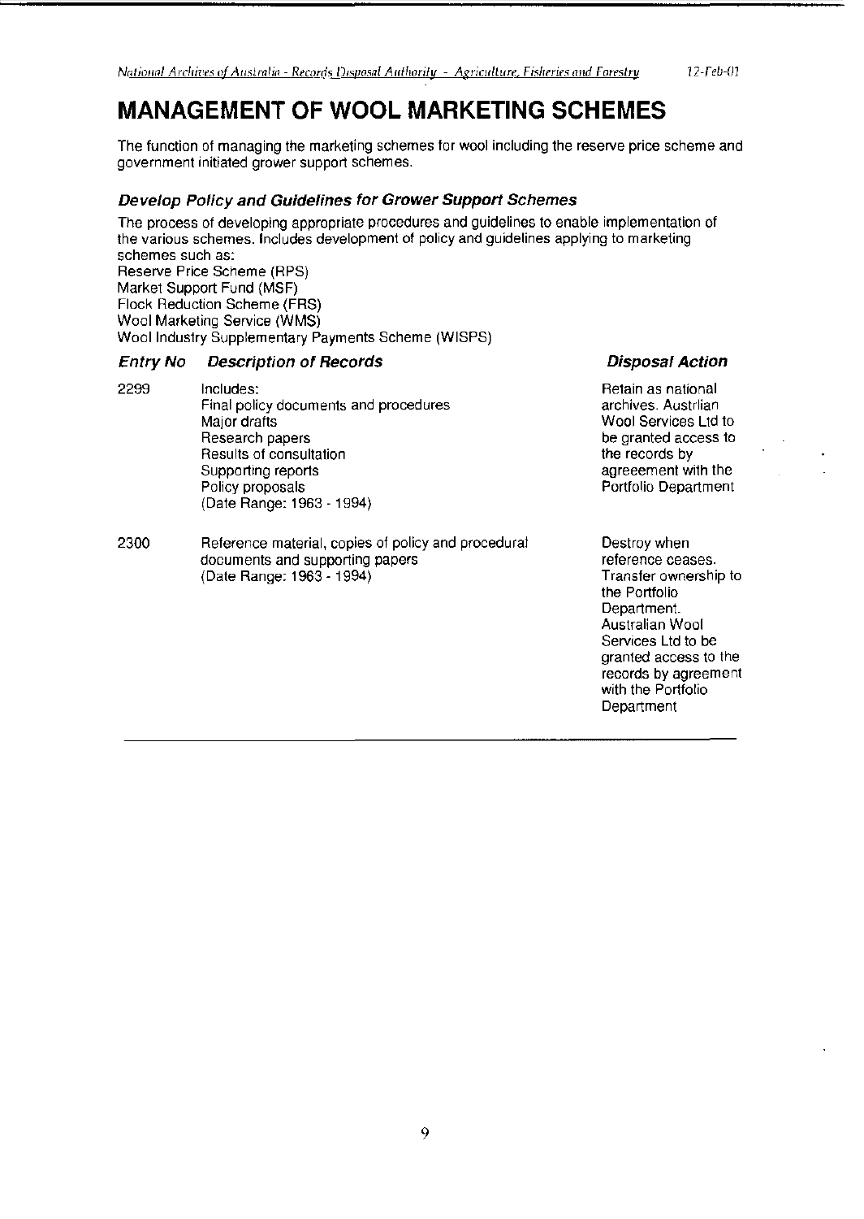# MANAGEMENT OF WOOL MARKETING SCHEMES

The function of managing the marketing schemes for wool including the reserve price scheme and government initiated grower support schemes.

### *Develop Policy and Guidelines for Grower Support Schemes*

The process of developing appropriate procedures and guidelines to enable implementation of the various schemes. Includes development of policy and guidelines applying to marketing schemes such as:
Reserve Price Scheme (RPS)
Market Support Fund (MSF)
Flock Reduction Scheme (FRS)
Wool Marketing Service (WMS)
Wool Industry Supplementary Payments Scheme (WISPS)

| *Entry No* | *Description of Records* | *Disposal Action* |
|---|---|---|
| 2299 | Includes:<br>Final policy documents and procedures<br>Major drafts<br>Research papers<br>Results of consultation<br>Supporting reports<br>Policy proposals<br>(Date Range: 1963 - 1994) | Retain as national archives. Austrlian Wool Services Ltd to be granted access to the records by agreeement with the Portfolio Department |
| 2300 | Reference material, copies of policy and procedural documents and supporting papers<br>(Date Range: 1963 - 1994) | Destroy when reference ceases. Transfer ownership to the Portfolio Department. Australian Wool Services Ltd to be granted access to the records by agreement with the Portfolio Department |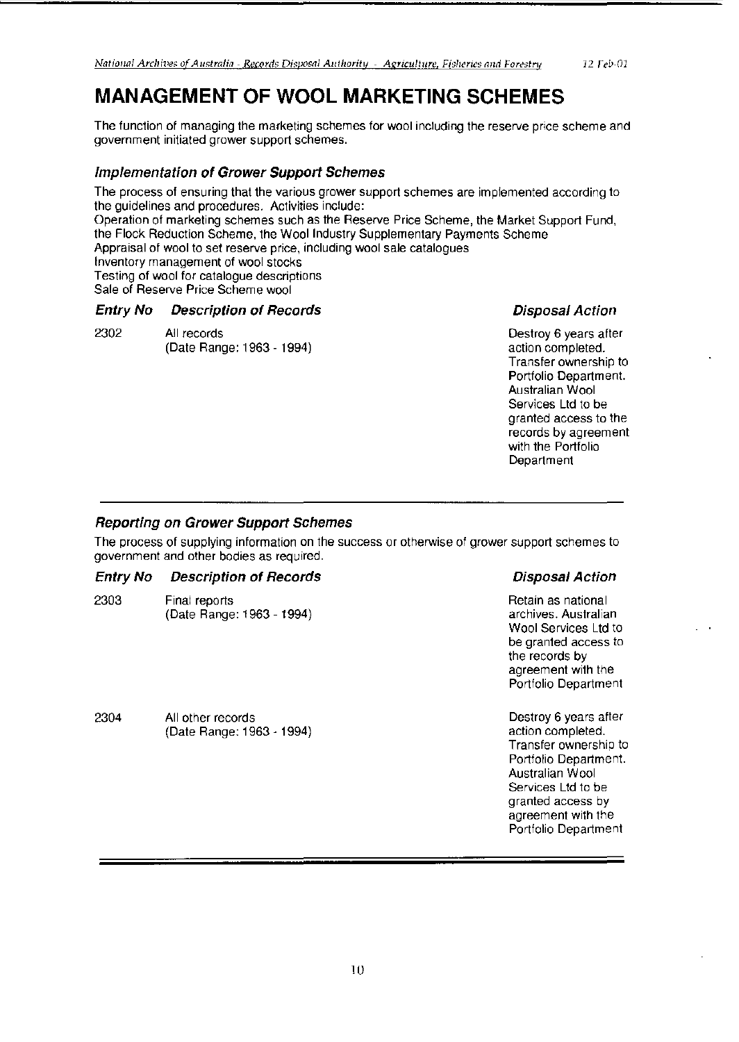# MANAGEMENT OF WOOL MARKETING SCHEMES

The function of managing the marketing schemes for wool including the reserve price scheme and government initiated grower support schemes.

### *Implementation of Grower Support Schemes*

The process of ensuring that the various grower support schemes are implemented according to the guidelines and procedures. Activities include:
Operation of marketing schemes such as the Reserve Price Scheme, the Market Support Fund, the Flock Reduction Scheme, the Wool Industry Supplementary Payments Scheme
Appraisal of wool to set reserve price, including wool sale catalogues
Inventory management of wool stocks
Testing of wool for catalogue descriptions
Sale of Reserve Price Scheme wool

| *Entry No* | *Description of Records* | *Disposal Action* |
|---|---|---|
| 2302 | All records (Date Range: 1963 - 1994) | Destroy 6 years after action completed. Transfer ownership to Portfolio Department. Australian Wool Services Ltd to be granted access to the records by agreement with the Portfolio Department |

### *Reporting on Grower Support Schemes*

The process of supplying information on the success or otherwise of grower support schemes to government and other bodies as required.

| *Entry No* | *Description of Records* | *Disposal Action* |
|---|---|---|
| 2303 | Final reports (Date Range: 1963 - 1994) | Retain as national archives. Australian Wool Services Ltd to be granted access to the records by agreement with the Portfolio Department |
| 2304 | All other records (Date Range: 1963 - 1994) | Destroy 6 years after action completed. Transfer ownership to Portfolio Department. Australian Wool Services Ltd to be granted access by agreement with the Portfolio Department |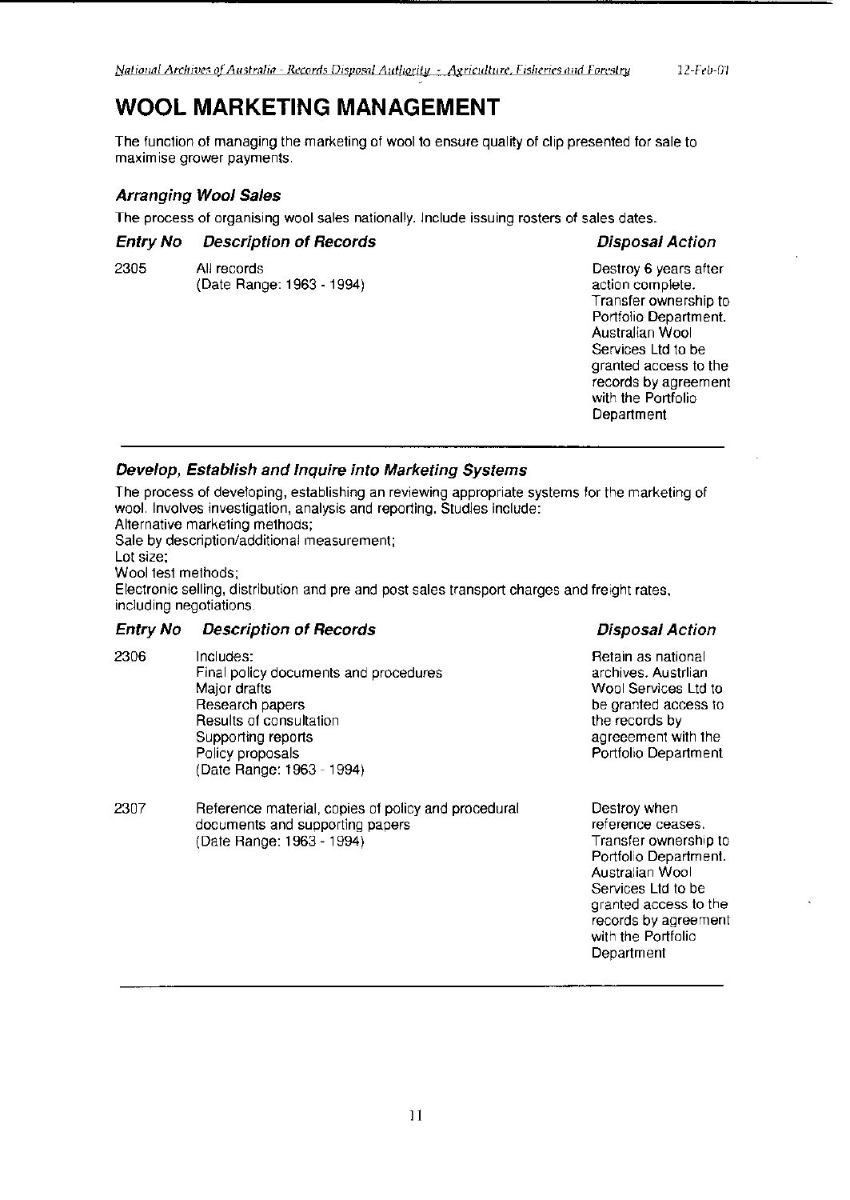# WOOL MARKETING MANAGEMENT

The function of managing the marketing of wool to ensure quality of clip presented for sale to maximise grower payments.

### *Arranging Wool Sales*

The process of organising wool sales nationally. Include issuing rosters of sales dates.

| Entry No | Description of Records | Disposal Action |
|---|---|---|
| 2305 | All records<br>(Date Range: 1963 - 1994) | Destroy 6 years after action complete. Transfer ownership to Portfolio Department. Australian Wool Services Ltd to be granted access to the records by agreement with the Portfolio Department |

### *Develop, Establish and Inquire into Marketing Systems*

The process of developing, establishing an reviewing appropriate systems for the marketing of wool. Involves investigation, analysis and reporting. Studies include:
Alternative marketing methods;
Sale by description/additional measurement;
Lot size;
Wool test methods;
Electronic selling, distribution and pre and post sales transport charges and freight rates, including negotiations.

| Entry No | Description of Records | Disposal Action |
|---|---|---|
| 2306 | Includes:<br>Final policy documents and procedures<br>Major drafts<br>Research papers<br>Results of consultation<br>Supporting reports<br>Policy proposals<br>(Date Range: 1963 - 1994) | Retain as national archives. Austrlian Wool Services Ltd to be granted access to the records by agreement with the Portfolio Department |
| 2307 | Reference material, copies of policy and procedural documents and supporting papers<br>(Date Range: 1963 - 1994) | Destroy when reference ceases. Transfer ownership to Portfolio Department. Australian Wool Services Ltd to be granted access to the records by agreement with the Portfolio Department |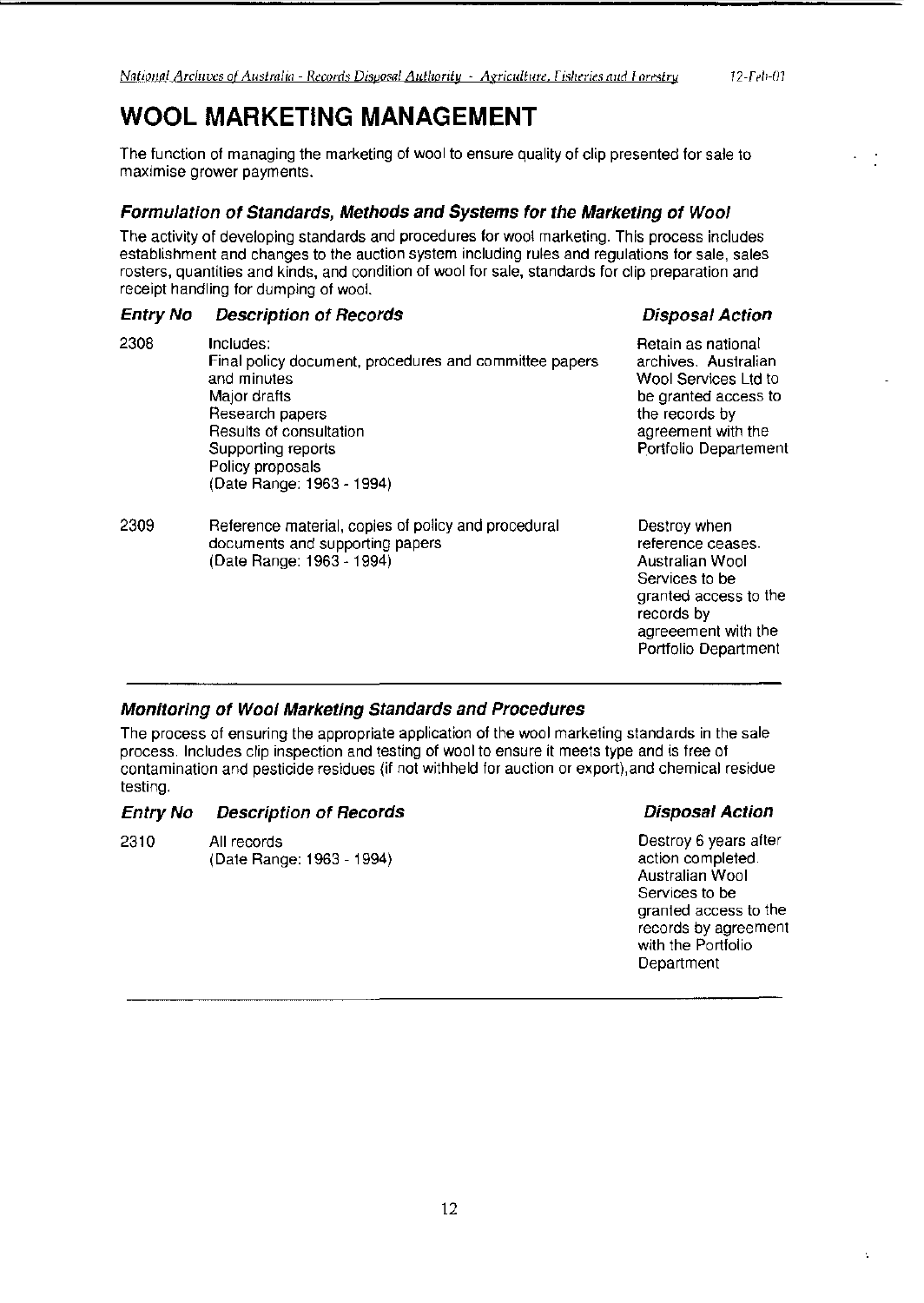# WOOL MARKETING MANAGEMENT

The function of managing the marketing of wool to ensure quality of clip presented for sale to maximise grower payments.

### *Formulation of Standards, Methods and Systems for the Marketing of Wool*

The activity of developing standards and procedures for wool marketing. This process includes establishment and changes to the auction system including rules and regulations for sale, sales rosters, quantities and kinds, and condition of wool for sale, standards for clip preparation and receipt handling for dumping of wool.

| *Entry No* | *Description of Records* | *Disposal Action* |
|---|---|---|
| 2308 | Includes:<br>Final policy document, procedures and committee papers and minutes<br>Major drafts<br>Research papers<br>Results of consultation<br>Supporting reports<br>Policy proposals<br>(Date Range: 1963 - 1994) | Retain as national archives. Australian Wool Services Ltd to be granted access to the records by agreement with the Portfolio Departement |
| 2309 | Reference material, copies of policy and procedural documents and supporting papers<br>(Date Range: 1963 - 1994) | Destroy when reference ceases. Australian Wool Services to be granted access to the records by agreeement with the Portfolio Department |

### *Monitoring of Wool Marketing Standards and Procedures*

The process of ensuring the appropriate application of the wool marketing standards in the sale process. Includes clip inspection and testing of wool to ensure it meets type and is free of contamination and pesticide residues (if not withheld for auction or export),and chemical residue testing.

| *Entry No* | *Description of Records* | *Disposal Action* |
|---|---|---|
| 2310 | All records<br>(Date Range: 1963 - 1994) | Destroy 6 years after action completed. Australian Wool Services to be granted access to the records by agreement with the Portfolio Department |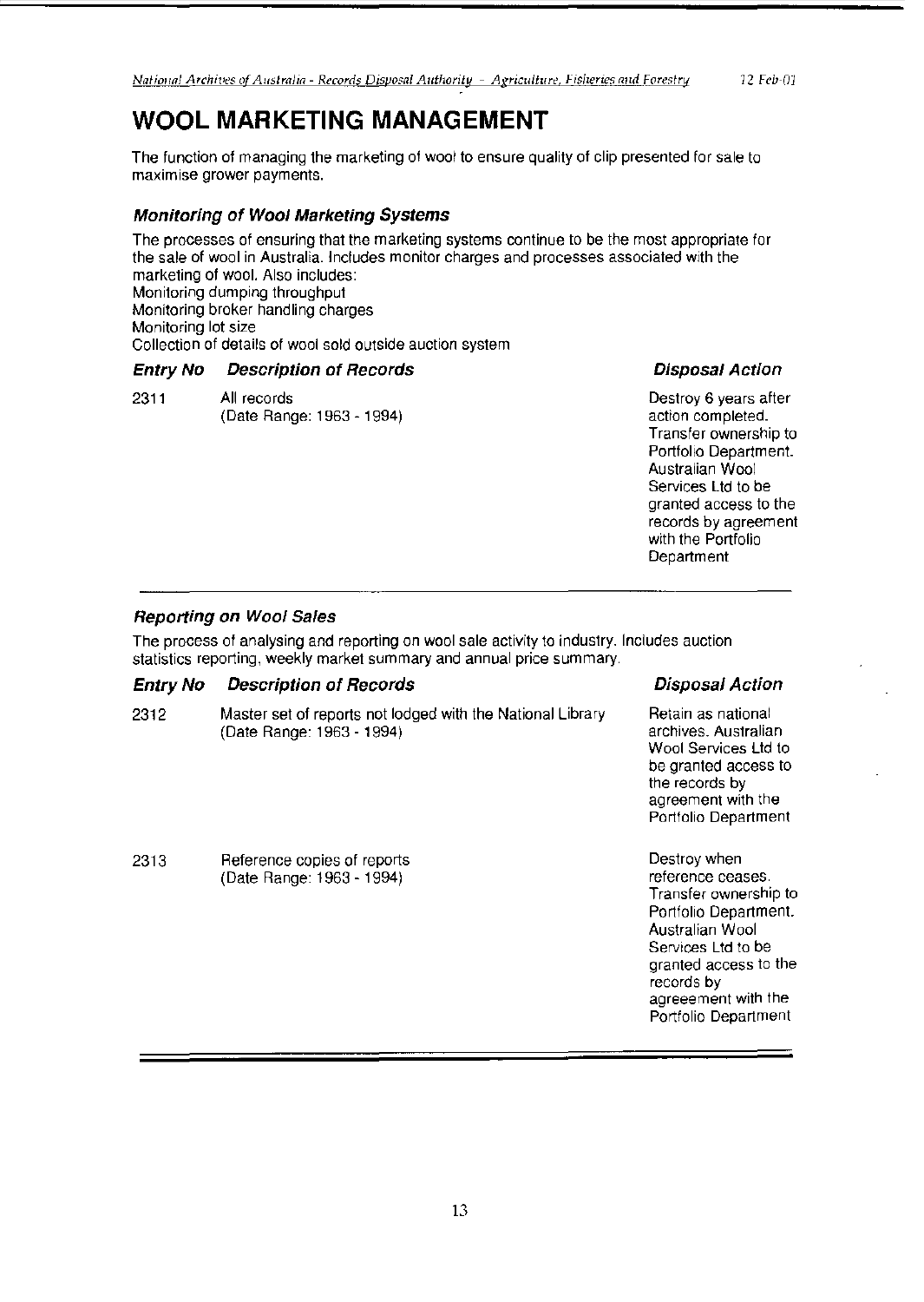# WOOL MARKETING MANAGEMENT

The function of managing the marketing of wool to ensure quality of clip presented for sale to maximise grower payments.

### *Monitoring of Wool Marketing Systems*

The processes of ensuring that the marketing systems continue to be the most appropriate for the sale of wool in Australia. Includes monitor charges and processes associated with the marketing of wool. Also includes:
Monitoring dumping throughput
Monitoring broker handling charges
Monitoring lot size
Collection of details of wool sold outside auction system

| *Entry No* | *Description of Records* | *Disposal Action* |
|---|---|---|
| 2311 | All records (Date Range: 1963 - 1994) | Destroy 6 years after action completed. Transfer ownership to Portfolio Department. Australian Wool Services Ltd to be granted access to the records by agreement with the Portfolio Department |

### *Reporting on Wool Sales*

The process of analysing and reporting on wool sale activity to industry. Includes auction statistics reporting, weekly market summary and annual price summary.

| *Entry No* | *Description of Records* | *Disposal Action* |
|---|---|---|
| 2312 | Master set of reports not lodged with the National Library (Date Range: 1963 - 1994) | Retain as national archives. Australian Wool Services Ltd to be granted access to the records by agreement with the Portfolio Department |
| 2313 | Reference copies of reports (Date Range: 1963 - 1994) | Destroy when reference ceases. Transfer ownership to Portfolio Department. Australian Wool Services Ltd to be granted access to the records by agreeement with the Portfolio Department |